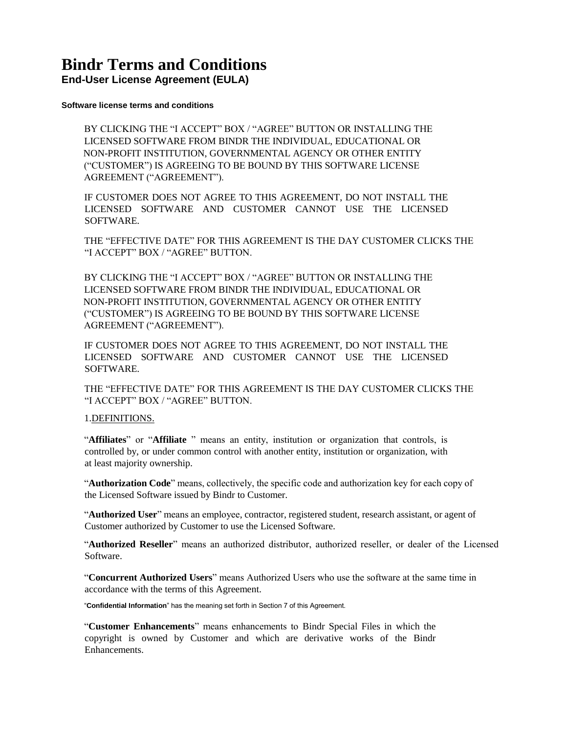# Bindr Terms and Conditions

## End-User License Agreement (EULA)

**Software license terms and conditions**

BY CLICKING THE "I ACCEPT" BOX / "AGREE" BUTTON OR INSTALLING THE LICENSED SOFTWARE FROM BINDR THE INDIVIDUAL, EDUCATIONAL OR NON-PROFIT INSTITUTION, GOVERNMENTAL AGENCY OR OTHER ENTITY ("CUSTOMER") IS AGREEING TO BE BOUND BY THIS SOFTWARE LICENSE AGREEMENT ("AGREEMENT").

IF CUSTOMER DOES NOT AGREE TO THIS AGREEMENT, DO NOT INSTALL THE LICENSED SOFTWARE AND CUSTOMER CANNOT USE THE LICENSED SOFTWARE.

THE "EFFECTIVE DATE" FOR THIS AGREEMENT IS THE DAY CUSTOMER CLICKS THE "I ACCEPT" BOX / "AGREE" BUTTON.

BY CLICKING THE "I ACCEPT" BOX / "AGREE" BUTTON OR INSTALLING THE LICENSED SOFTWARE FROM BINDR THE INDIVIDUAL, EDUCATIONAL OR NON-PROFIT INSTITUTION, GOVERNMENTAL AGENCY OR OTHER ENTITY ("CUSTOMER") IS AGREEING TO BE BOUND BY THIS SOFTWARE LICENSE AGREEMENT ("AGREEMENT").

IF CUSTOMER DOES NOT AGREE TO THIS AGREEMENT, DO NOT INSTALL THE LICENSED SOFTWARE AND CUSTOMER CANNOT USE THE LICENSED SOFTWARE.

THE "EFFECTIVE DATE" FOR THIS AGREEMENT IS THE DAY CUSTOMER CLICKS THE "I ACCEPT" BOX / "AGREE" BUTTON.

1. DEFINITIONS.

"**Affiliates**" or "**Affiliate** " means an entity, institution or organization that controls, is controlled by, or under common control with another entity, institution or organization, with at least majority ownership.

"**Authorization Code**" means, collectively, the specific code and authorization key for each copy of the Licensed Software issued by Bindr to Customer.

"**Authorized User**" means an employee, contractor, registered student, research assistant, or agent of Customer authorized by Customer to use the Licensed Software.

"**Authorized Reseller**" means an authorized distributor, authorized reseller, or dealer of the Licensed Software.

"**Concurrent Authorized Users**" means Authorized Users who use the software at the same time in accordance with the terms of this Agreement.

"**Confidential Information**" has the meaning set forth in Section 7 of this Agreement.

"**Customer Enhancements**" means enhancements to Bindr Special Files in which the copyright is owned by Customer and which are derivative works of the Bindr Enhancements.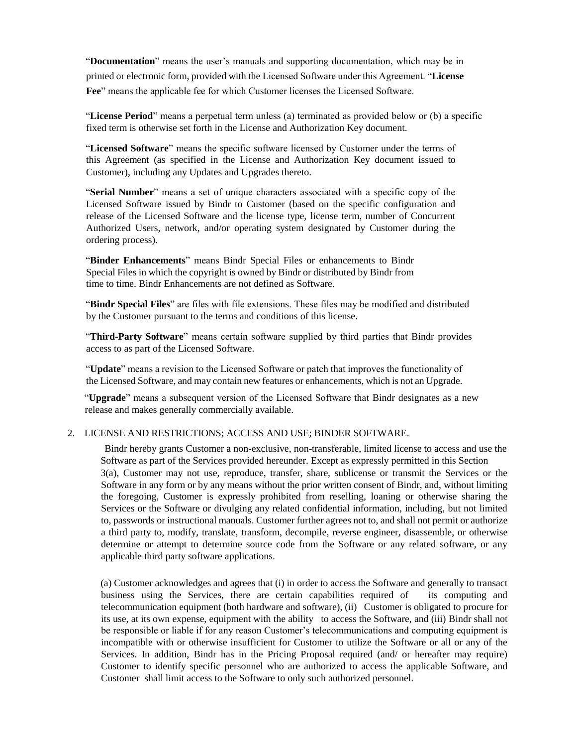"**Documentation**" means the user's manuals and supporting documentation, which may be in printed or electronic form, provided with the Licensed Software under this Agreement. "**License Fee**" means the applicable fee for which Customer licenses the Licensed Software.

"**License Period**" means a perpetual term unless (a) terminated as provided below or (b) a specific fixed term is otherwise set forth in the License and Authorization Key document.

"**Licensed Software**" means the specific software licensed by Customer under the terms of this Agreement (as specified in the License and Authorization Key document issued to Customer), including any Updates and Upgrades thereto.

"**Serial Number**" means a set of unique characters associated with a specific copy of the Licensed Software issued by Bindr to Customer (based on the specific configuration and release of the Licensed Software and the license type, license term, number of Concurrent Authorized Users, network, and/or operating system designated by Customer during the ordering process).

"**Binder Enhancements**" means Bindr Special Files or enhancements to Bindr Special Files in which the copyright is owned by Bindr or distributed by Bindr from time to time. Bindr Enhancements are not defined as Software.

"**Bindr Special Files**" are files with file extensions. These files may be modified and distributed by the Customer pursuant to the terms and conditions of this license.

"**Third-Party Software**" means certain software supplied by third parties that Bindr provides access to as part of the Licensed Software.

"**Update**" means a revision to the Licensed Software or patch that improves the functionality of the Licensed Software, and may contain new features or enhancements, which is not an Upgrade.

"**Upgrade**" means a subsequent version of the Licensed Software that Bindr designates as a new release and makes generally commercially available.

2. LICENSE AND RESTRICTIONS; ACCESS AND USE; BINDER SOFTWARE.

Bindr hereby grants Customer a non-exclusive, non-transferable, limited license to access and use the Software as part of the Services provided hereunder. Except as expressly permitted in this Section 3(a), Customer may not use, reproduce, transfer, share, sublicense or transmit the Services or the Software in any form or by any means without the prior written consent of Bindr, and, without limiting the foregoing, Customer is expressly prohibited from reselling, loaning or otherwise sharing the Services or the Software or divulging any related confidential information, including, but not limited to, passwords or instructional manuals. Customer further agrees not to, and shall not permit or authorize a third party to, modify, translate, transform, decompile, reverse engineer, disassemble, or otherwise determine or attempt to determine source code from the Software or any related software, or any applicable third party software applications.

(a) Customer acknowledges and agrees that (i) in order to access the Software and generally to transact business using the Services, there are certain capabilities required of its computing and telecommunication equipment (both hardware and software), (ii) Customer is obligated to procure for its use, at its own expense, equipment with the ability to access the Software, and (iii) Bindr shall not be responsible or liable if for any reason Customer's telecommunications and computing equipment is incompatible with or otherwise insufficient for Customer to utilize the Software or all or any of the Services. In addition, Bindr has in the Pricing Proposal required (and/ or hereafter may require) Customer to identify specific personnel who are authorized to access the applicable Software, and Customer shall limit access to the Software to only such authorized personnel.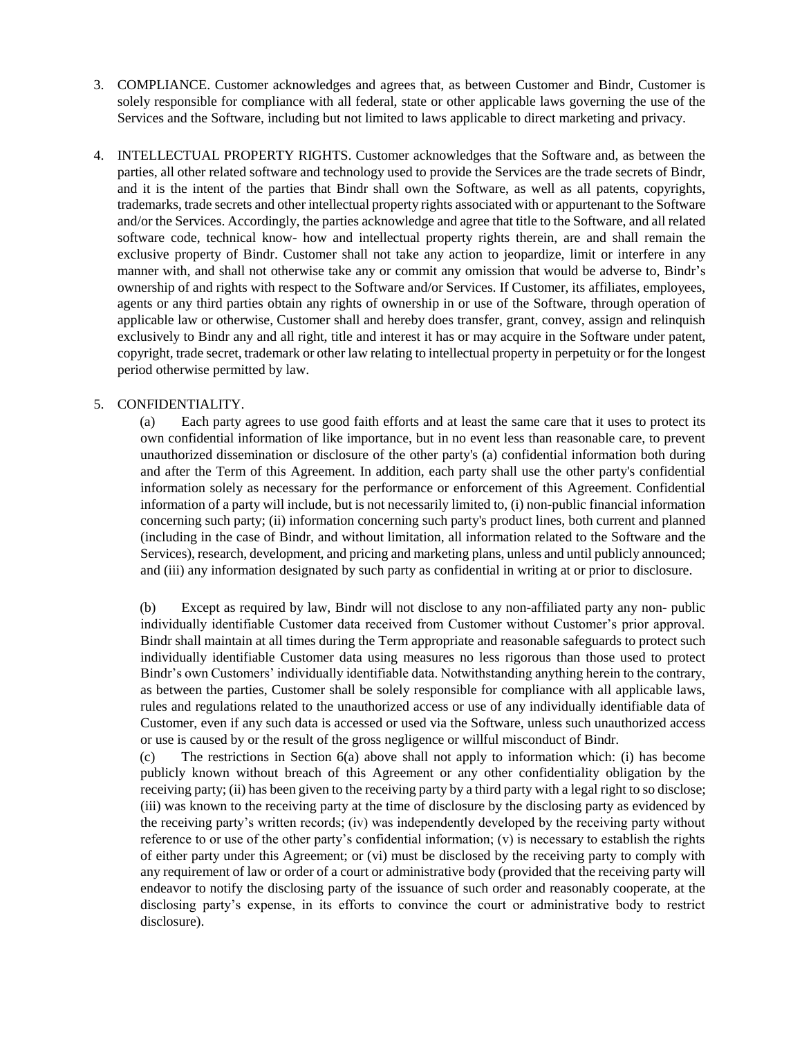3. COMPLIANCE. Customer acknowledges and agrees that, as between Customer and Bindr, Customer is solely responsible for compliance with all federal, state or other applicable laws governing the use of the Services and the Software, including but not limited to laws applicable to direct marketing and privacy.

4. INTELLECTUAL PROPERTY RIGHTS. Customer acknowledges that the Software and, as between the parties, all other related software and technology used to provide the Services are the trade secrets of Bindr, and it is the intent of the parties that Bindr shall own the Software, as well as all patents, copyrights, trademarks, trade secrets and other intellectual property rights associated with or appurtenant to the Software and/or the Services. Accordingly, the parties acknowledge and agree that title to the Software, and all related software code, technical know- how and intellectual property rights therein, are and shall remain the exclusive property of Bindr. Customer shall not take any action to jeopardize, limit or interfere in any manner with, and shall not otherwise take any or commit any omission that would be adverse to, Bindr's ownership of and rights with respect to the Software and/or Services. If Customer, its affiliates, employees, agents or any third parties obtain any rights of ownership in or use of the Software, through operation of applicable law or otherwise, Customer shall and hereby does transfer, grant, convey, assign and relinquish exclusively to Bindr any and all right, title and interest it has or may acquire in the Software under patent, copyright, trade secret, trademark or other law relating to intellectual property in perpetuity or for the longest period otherwise permitted by law.

5. CONFIDENTIALITY.

   (a) Each party agrees to use good faith efforts and at least the same care that it uses to protect its own confidential information of like importance, but in no event less than reasonable care, to prevent unauthorized dissemination or disclosure of the other party's (a) confidential information both during and after the Term of this Agreement. In addition, each party shall use the other party's confidential information solely as necessary for the performance or enforcement of this Agreement. Confidential information of a party will include, but is not necessarily limited to, (i) non-public financial information concerning such party; (ii) information concerning such party's product lines, both current and planned (including in the case of Bindr, and without limitation, all information related to the Software and the Services), research, development, and pricing and marketing plans, unless and until publicly announced; and (iii) any information designated by such party as confidential in writing at or prior to disclosure.

   (b) Except as required by law, Bindr will not disclose to any non-affiliated party any non- public individually identifiable Customer data received from Customer without Customer's prior approval. Bindr shall maintain at all times during the Term appropriate and reasonable safeguards to protect such individually identifiable Customer data using measures no less rigorous than those used to protect Bindr's own Customers' individually identifiable data. Notwithstanding anything herein to the contrary, as between the parties, Customer shall be solely responsible for compliance with all applicable laws, rules and regulations related to the unauthorized access or use of any individually identifiable data of Customer, even if any such data is accessed or used via the Software, unless such unauthorized access or use is caused by or the result of the gross negligence or willful misconduct of Bindr.

   (c) The restrictions in Section 6(a) above shall not apply to information which: (i) has become publicly known without breach of this Agreement or any other confidentiality obligation by the receiving party; (ii) has been given to the receiving party by a third party with a legal right to so disclose; (iii) was known to the receiving party at the time of disclosure by the disclosing party as evidenced by the receiving party's written records; (iv) was independently developed by the receiving party without reference to or use of the other party's confidential information; (v) is necessary to establish the rights of either party under this Agreement; or (vi) must be disclosed by the receiving party to comply with any requirement of law or order of a court or administrative body (provided that the receiving party will endeavor to notify the disclosing party of the issuance of such order and reasonably cooperate, at the disclosing party's expense, in its efforts to convince the court or administrative body to restrict disclosure).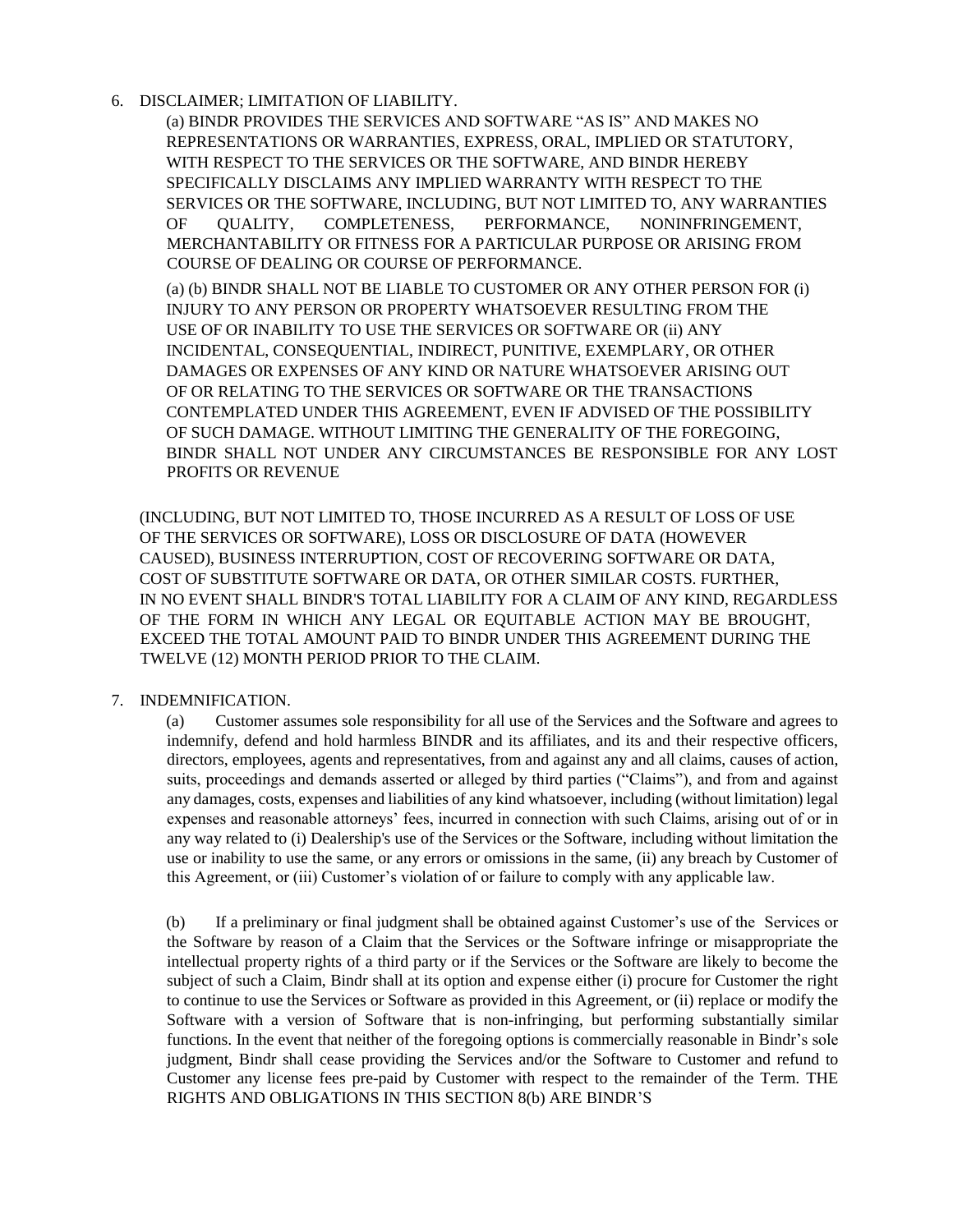6. DISCLAIMER; LIMITATION OF LIABILITY.

   (a) BINDR PROVIDES THE SERVICES AND SOFTWARE "AS IS" AND MAKES NO REPRESENTATIONS OR WARRANTIES, EXPRESS, ORAL, IMPLIED OR STATUTORY, WITH RESPECT TO THE SERVICES OR THE SOFTWARE, AND BINDR HEREBY SPECIFICALLY DISCLAIMS ANY IMPLIED WARRANTY WITH RESPECT TO THE SERVICES OR THE SOFTWARE, INCLUDING, BUT NOT LIMITED TO, ANY WARRANTIES OF QUALITY, COMPLETENESS, PERFORMANCE, NONINFRINGEMENT, MERCHANTABILITY OR FITNESS FOR A PARTICULAR PURPOSE OR ARISING FROM COURSE OF DEALING OR COURSE OF PERFORMANCE.

   (a) (b) BINDR SHALL NOT BE LIABLE TO CUSTOMER OR ANY OTHER PERSON FOR (i) INJURY TO ANY PERSON OR PROPERTY WHATSOEVER RESULTING FROM THE USE OF OR INABILITY TO USE THE SERVICES OR SOFTWARE OR (ii) ANY INCIDENTAL, CONSEQUENTIAL, INDIRECT, PUNITIVE, EXEMPLARY, OR OTHER DAMAGES OR EXPENSES OF ANY KIND OR NATURE WHATSOEVER ARISING OUT OF OR RELATING TO THE SERVICES OR SOFTWARE OR THE TRANSACTIONS CONTEMPLATED UNDER THIS AGREEMENT, EVEN IF ADVISED OF THE POSSIBILITY OF SUCH DAMAGE. WITHOUT LIMITING THE GENERALITY OF THE FOREGOING, BINDR SHALL NOT UNDER ANY CIRCUMSTANCES BE RESPONSIBLE FOR ANY LOST PROFITS OR REVENUE

   (INCLUDING, BUT NOT LIMITED TO, THOSE INCURRED AS A RESULT OF LOSS OF USE OF THE SERVICES OR SOFTWARE), LOSS OR DISCLOSURE OF DATA (HOWEVER CAUSED), BUSINESS INTERRUPTION, COST OF RECOVERING SOFTWARE OR DATA, COST OF SUBSTITUTE SOFTWARE OR DATA, OR OTHER SIMILAR COSTS. FURTHER, IN NO EVENT SHALL BINDR'S TOTAL LIABILITY FOR A CLAIM OF ANY KIND, REGARDLESS OF THE FORM IN WHICH ANY LEGAL OR EQUITABLE ACTION MAY BE BROUGHT, EXCEED THE TOTAL AMOUNT PAID TO BINDR UNDER THIS AGREEMENT DURING THE TWELVE (12) MONTH PERIOD PRIOR TO THE CLAIM.

7. INDEMNIFICATION.

   (a) Customer assumes sole responsibility for all use of the Services and the Software and agrees to indemnify, defend and hold harmless BINDR and its affiliates, and its and their respective officers, directors, employees, agents and representatives, from and against any and all claims, causes of action, suits, proceedings and demands asserted or alleged by third parties ("Claims"), and from and against any damages, costs, expenses and liabilities of any kind whatsoever, including (without limitation) legal expenses and reasonable attorneys' fees, incurred in connection with such Claims, arising out of or in any way related to (i) Dealership's use of the Services or the Software, including without limitation the use or inability to use the same, or any errors or omissions in the same, (ii) any breach by Customer of this Agreement, or (iii) Customer's violation of or failure to comply with any applicable law.

   (b) If a preliminary or final judgment shall be obtained against Customer's use of the Services or the Software by reason of a Claim that the Services or the Software infringe or misappropriate the intellectual property rights of a third party or if the Services or the Software are likely to become the subject of such a Claim, Bindr shall at its option and expense either (i) procure for Customer the right to continue to use the Services or Software as provided in this Agreement, or (ii) replace or modify the Software with a version of Software that is non-infringing, but performing substantially similar functions. In the event that neither of the foregoing options is commercially reasonable in Bindr's sole judgment, Bindr shall cease providing the Services and/or the Software to Customer and refund to Customer any license fees pre-paid by Customer with respect to the remainder of the Term. THE RIGHTS AND OBLIGATIONS IN THIS SECTION 8(b) ARE BINDR'S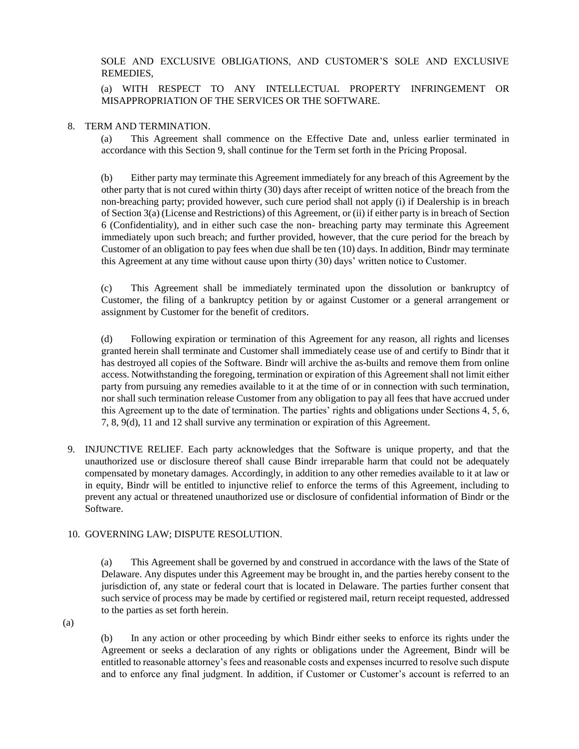SOLE AND EXCLUSIVE OBLIGATIONS, AND CUSTOMER'S SOLE AND EXCLUSIVE REMEDIES,

(a) WITH RESPECT TO ANY INTELLECTUAL PROPERTY INFRINGEMENT OR MISAPPROPRIATION OF THE SERVICES OR THE SOFTWARE.

8. TERM AND TERMINATION.

(a) This Agreement shall commence on the Effective Date and, unless earlier terminated in accordance with this Section 9, shall continue for the Term set forth in the Pricing Proposal.

(b) Either party may terminate this Agreement immediately for any breach of this Agreement by the other party that is not cured within thirty (30) days after receipt of written notice of the breach from the non-breaching party; provided however, such cure period shall not apply (i) if Dealership is in breach of Section 3(a) (License and Restrictions) of this Agreement, or (ii) if either party is in breach of Section 6 (Confidentiality), and in either such case the non- breaching party may terminate this Agreement immediately upon such breach; and further provided, however, that the cure period for the breach by Customer of an obligation to pay fees when due shall be ten (10) days. In addition, Bindr may terminate this Agreement at any time without cause upon thirty (30) days' written notice to Customer.

(c) This Agreement shall be immediately terminated upon the dissolution or bankruptcy of Customer, the filing of a bankruptcy petition by or against Customer or a general arrangement or assignment by Customer for the benefit of creditors.

(d) Following expiration or termination of this Agreement for any reason, all rights and licenses granted herein shall terminate and Customer shall immediately cease use of and certify to Bindr that it has destroyed all copies of the Software. Bindr will archive the as-builts and remove them from online access. Notwithstanding the foregoing, termination or expiration of this Agreement shall not limit either party from pursuing any remedies available to it at the time of or in connection with such termination, nor shall such termination release Customer from any obligation to pay all fees that have accrued under this Agreement up to the date of termination. The parties' rights and obligations under Sections 4, 5, 6, 7, 8, 9(d), 11 and 12 shall survive any termination or expiration of this Agreement.

9. INJUNCTIVE RELIEF. Each party acknowledges that the Software is unique property, and that the unauthorized use or disclosure thereof shall cause Bindr irreparable harm that could not be adequately compensated by monetary damages. Accordingly, in addition to any other remedies available to it at law or in equity, Bindr will be entitled to injunctive relief to enforce the terms of this Agreement, including to prevent any actual or threatened unauthorized use or disclosure of confidential information of Bindr or the Software.

10. GOVERNING LAW; DISPUTE RESOLUTION.

(a) This Agreement shall be governed by and construed in accordance with the laws of the State of Delaware. Any disputes under this Agreement may be brought in, and the parties hereby consent to the jurisdiction of, any state or federal court that is located in Delaware. The parties further consent that such service of process may be made by certified or registered mail, return receipt requested, addressed to the parties as set forth herein.

(a)

(b) In any action or other proceeding by which Bindr either seeks to enforce its rights under the Agreement or seeks a declaration of any rights or obligations under the Agreement, Bindr will be entitled to reasonable attorney's fees and reasonable costs and expenses incurred to resolve such dispute and to enforce any final judgment. In addition, if Customer or Customer's account is referred to an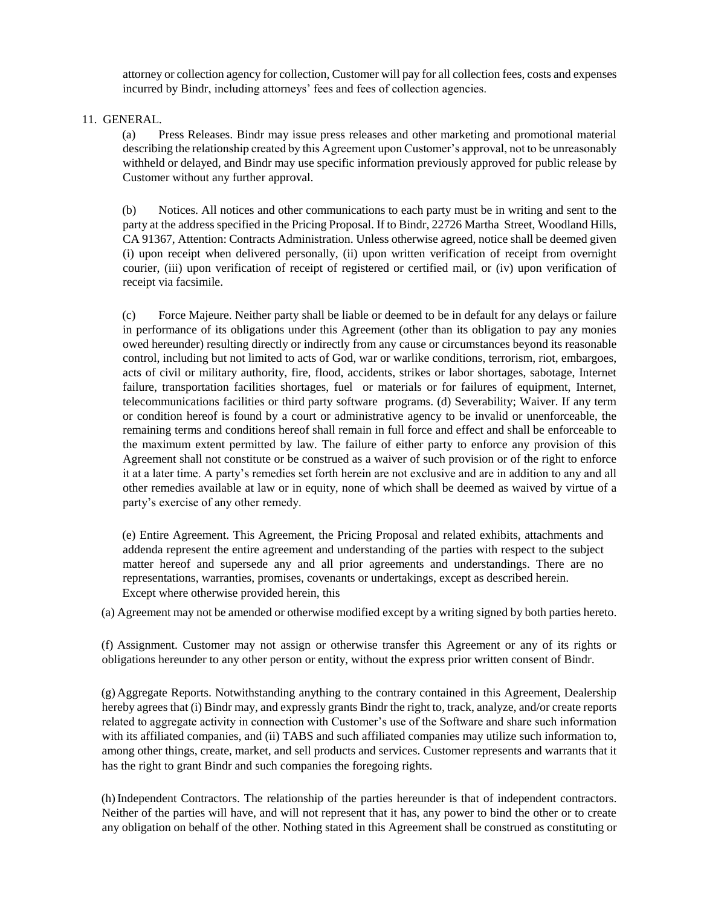attorney or collection agency for collection, Customer will pay for all collection fees, costs and expenses incurred by Bindr, including attorneys' fees and fees of collection agencies.

11. GENERAL.

(a) Press Releases. Bindr may issue press releases and other marketing and promotional material describing the relationship created by this Agreement upon Customer's approval, not to be unreasonably withheld or delayed, and Bindr may use specific information previously approved for public release by Customer without any further approval.

(b) Notices. All notices and other communications to each party must be in writing and sent to the party at the address specified in the Pricing Proposal. If to Bindr, 22726 Martha Street, Woodland Hills, CA 91367, Attention: Contracts Administration. Unless otherwise agreed, notice shall be deemed given (i) upon receipt when delivered personally, (ii) upon written verification of receipt from overnight courier, (iii) upon verification of receipt of registered or certified mail, or (iv) upon verification of receipt via facsimile.

(c) Force Majeure. Neither party shall be liable or deemed to be in default for any delays or failure in performance of its obligations under this Agreement (other than its obligation to pay any monies owed hereunder) resulting directly or indirectly from any cause or circumstances beyond its reasonable control, including but not limited to acts of God, war or warlike conditions, terrorism, riot, embargoes, acts of civil or military authority, fire, flood, accidents, strikes or labor shortages, sabotage, Internet failure, transportation facilities shortages, fuel or materials or for failures of equipment, Internet, telecommunications facilities or third party software programs. (d) Severability; Waiver. If any term or condition hereof is found by a court or administrative agency to be invalid or unenforceable, the remaining terms and conditions hereof shall remain in full force and effect and shall be enforceable to the maximum extent permitted by law. The failure of either party to enforce any provision of this Agreement shall not constitute or be construed as a waiver of such provision or of the right to enforce it at a later time. A party's remedies set forth herein are not exclusive and are in addition to any and all other remedies available at law or in equity, none of which shall be deemed as waived by virtue of a party's exercise of any other remedy.

(e) Entire Agreement. This Agreement, the Pricing Proposal and related exhibits, attachments and addenda represent the entire agreement and understanding of the parties with respect to the subject matter hereof and supersede any and all prior agreements and understandings. There are no representations, warranties, promises, covenants or undertakings, except as described herein. Except where otherwise provided herein, this

(a) Agreement may not be amended or otherwise modified except by a writing signed by both parties hereto.

(f) Assignment. Customer may not assign or otherwise transfer this Agreement or any of its rights or obligations hereunder to any other person or entity, without the express prior written consent of Bindr.

(g) Aggregate Reports. Notwithstanding anything to the contrary contained in this Agreement, Dealership hereby agrees that (i) Bindr may, and expressly grants Bindr the right to, track, analyze, and/or create reports related to aggregate activity in connection with Customer's use of the Software and share such information with its affiliated companies, and (ii) TABS and such affiliated companies may utilize such information to, among other things, create, market, and sell products and services. Customer represents and warrants that it has the right to grant Bindr and such companies the foregoing rights.

(h) Independent Contractors. The relationship of the parties hereunder is that of independent contractors. Neither of the parties will have, and will not represent that it has, any power to bind the other or to create any obligation on behalf of the other. Nothing stated in this Agreement shall be construed as constituting or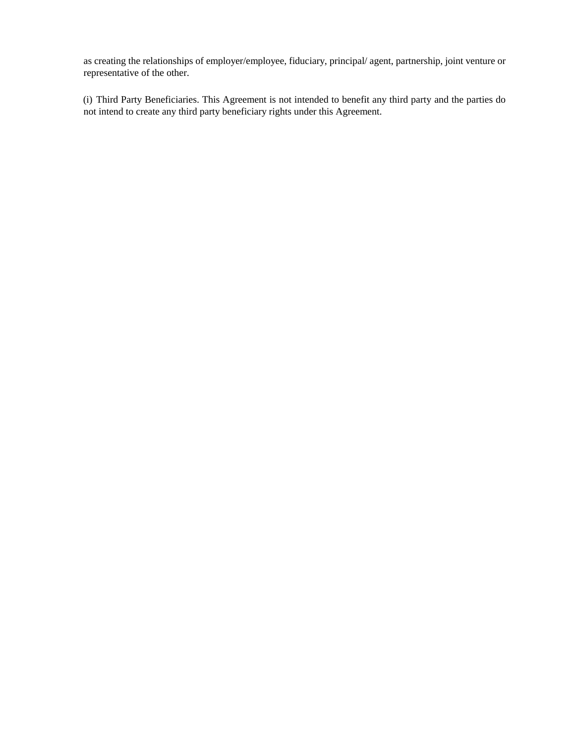as creating the relationships of employer/employee, fiduciary, principal/ agent, partnership, joint venture or representative of the other.

(i) Third Party Beneficiaries. This Agreement is not intended to benefit any third party and the parties do not intend to create any third party beneficiary rights under this Agreement.